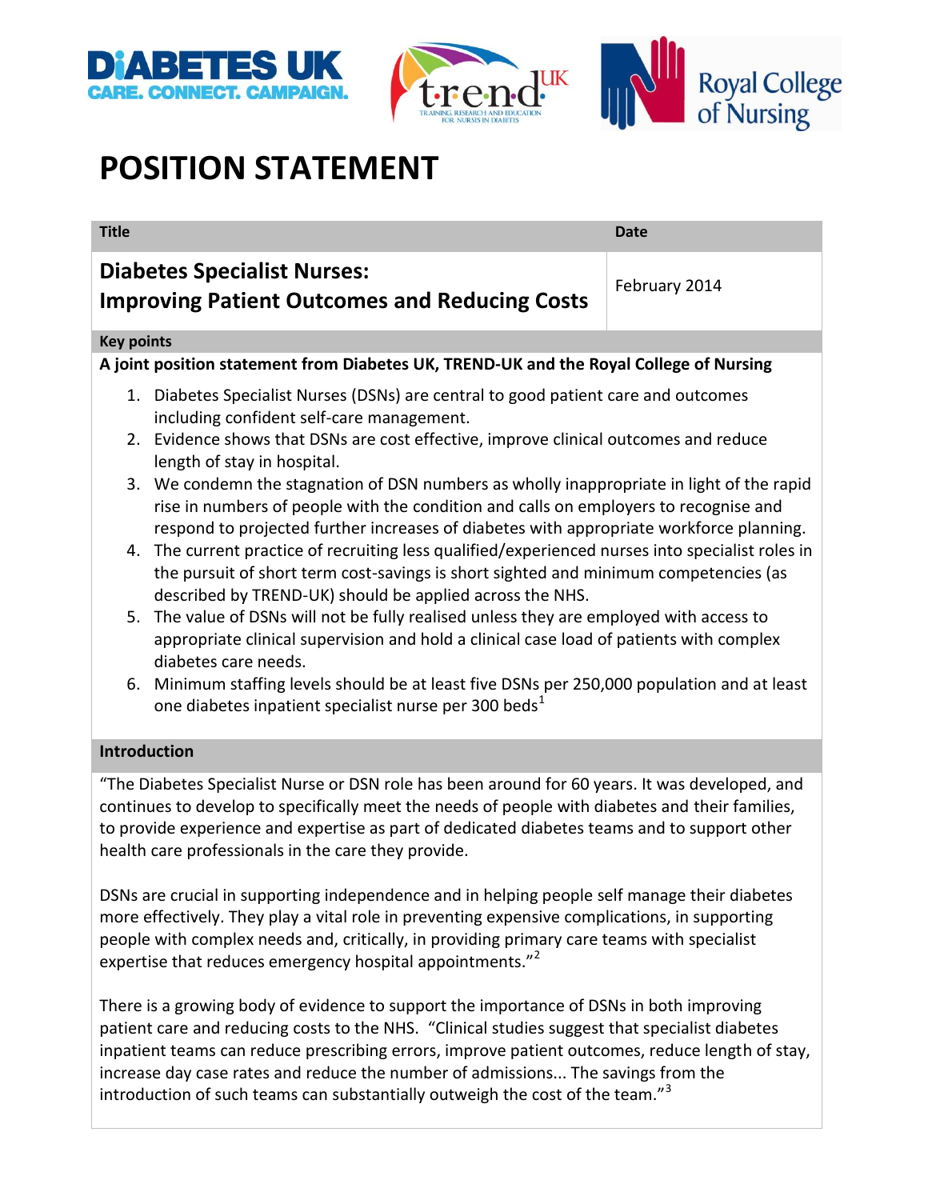# POSITION STATEMENT

| Title | Date |
| --- | --- |
| **Diabetes Specialist Nurses: Improving Patient Outcomes and Reducing Costs** | February 2014 |

**Key points**

**A joint position statement from Diabetes UK, TREND-UK and the Royal College of Nursing**

1. Diabetes Specialist Nurses (DSNs) are central to good patient care and outcomes including confident self-care management.
2. Evidence shows that DSNs are cost effective, improve clinical outcomes and reduce length of stay in hospital.
3. We condemn the stagnation of DSN numbers as wholly inappropriate in light of the rapid rise in numbers of people with the condition and calls on employers to recognise and respond to projected further increases of diabetes with appropriate workforce planning.
4. The current practice of recruiting less qualified/experienced nurses into specialist roles in the pursuit of short term cost-savings is short sighted and minimum competencies (as described by TREND-UK) should be applied across the NHS.
5. The value of DSNs will not be fully realised unless they are employed with access to appropriate clinical supervision and hold a clinical case load of patients with complex diabetes care needs.
6. Minimum staffing levels should be at least five DSNs per 250,000 population and at least one diabetes inpatient specialist nurse per 300 beds[1]

**Introduction**

"The Diabetes Specialist Nurse or DSN role has been around for 60 years. It was developed, and continues to develop to specifically meet the needs of people with diabetes and their families, to provide experience and expertise as part of dedicated diabetes teams and to support other health care professionals in the care they provide.

DSNs are crucial in supporting independence and in helping people self manage their diabetes more effectively. They play a vital role in preventing expensive complications, in supporting people with complex needs and, critically, in providing primary care teams with specialist expertise that reduces emergency hospital appointments."[2]

There is a growing body of evidence to support the importance of DSNs in both improving patient care and reducing costs to the NHS. "Clinical studies suggest that specialist diabetes inpatient teams can reduce prescribing errors, improve patient outcomes, reduce length of stay, increase day case rates and reduce the number of admissions... The savings from the introduction of such teams can substantially outweigh the cost of the team."[3]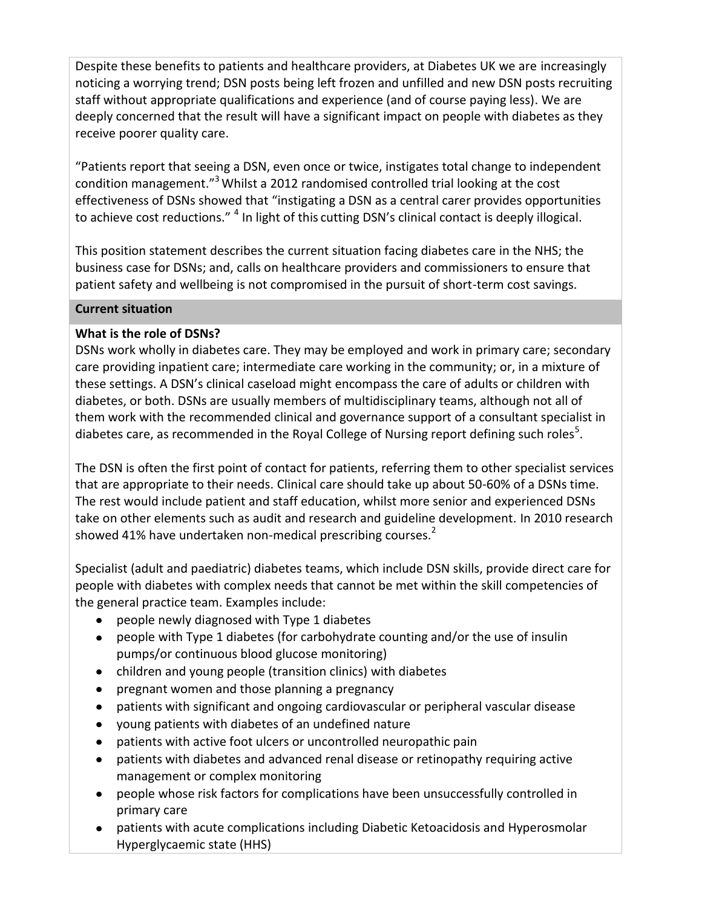Despite these benefits to patients and healthcare providers, at Diabetes UK we are increasingly noticing a worrying trend; DSN posts being left frozen and unfilled and new DSN posts recruiting staff without appropriate qualifications and experience (and of course paying less). We are deeply concerned that the result will have a significant impact on people with diabetes as they receive poorer quality care.

"Patients report that seeing a DSN, even once or twice, instigates total change to independent condition management."[3] Whilst a 2012 randomised controlled trial looking at the cost effectiveness of DSNs showed that "instigating a DSN as a central carer provides opportunities to achieve cost reductions." [4] In light of this cutting DSN's clinical contact is deeply illogical.

This position statement describes the current situation facing diabetes care in the NHS; the business case for DSNs; and, calls on healthcare providers and commissioners to ensure that patient safety and wellbeing is not compromised in the pursuit of short-term cost savings.

## Current situation

### What is the role of DSNs?

DSNs work wholly in diabetes care. They may be employed and work in primary care; secondary care providing inpatient care; intermediate care working in the community; or, in a mixture of these settings. A DSN's clinical caseload might encompass the care of adults or children with diabetes, or both. DSNs are usually members of multidisciplinary teams, although not all of them work with the recommended clinical and governance support of a consultant specialist in diabetes care, as recommended in the Royal College of Nursing report defining such roles[5].

The DSN is often the first point of contact for patients, referring them to other specialist services that are appropriate to their needs. Clinical care should take up about 50-60% of a DSNs time. The rest would include patient and staff education, whilst more senior and experienced DSNs take on other elements such as audit and research and guideline development. In 2010 research showed 41% have undertaken non-medical prescribing courses.[2]

Specialist (adult and paediatric) diabetes teams, which include DSN skills, provide direct care for people with diabetes with complex needs that cannot be met within the skill competencies of the general practice team. Examples include:

- people newly diagnosed with Type 1 diabetes
- people with Type 1 diabetes (for carbohydrate counting and/or the use of insulin pumps/or continuous blood glucose monitoring)
- children and young people (transition clinics) with diabetes
- pregnant women and those planning a pregnancy
- patients with significant and ongoing cardiovascular or peripheral vascular disease
- young patients with diabetes of an undefined nature
- patients with active foot ulcers or uncontrolled neuropathic pain
- patients with diabetes and advanced renal disease or retinopathy requiring active management or complex monitoring
- people whose risk factors for complications have been unsuccessfully controlled in primary care
- patients with acute complications including Diabetic Ketoacidosis and Hyperosmolar Hyperglycaemic state (HHS)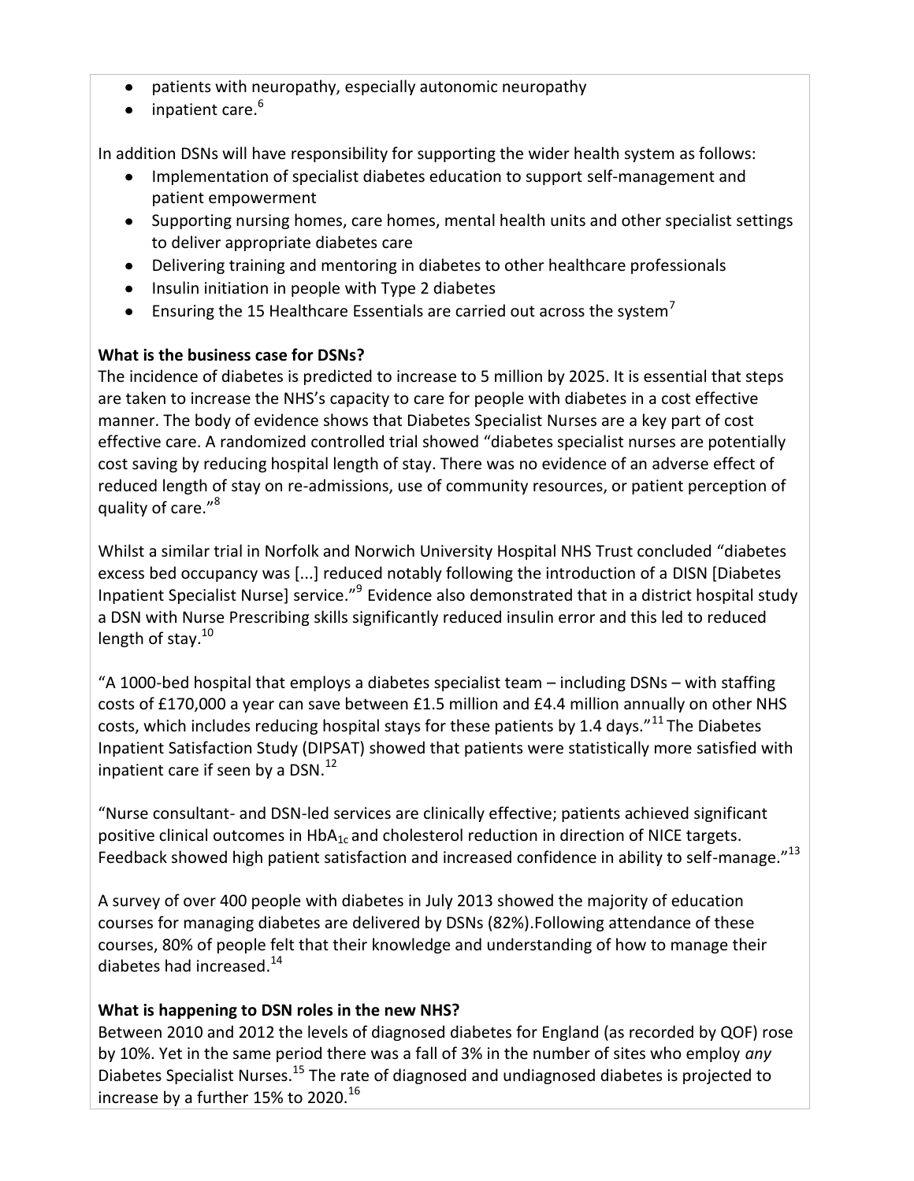- patients with neuropathy, especially autonomic neuropathy
- inpatient care.[6]

In addition DSNs will have responsibility for supporting the wider health system as follows:

- Implementation of specialist diabetes education to support self-management and patient empowerment
- Supporting nursing homes, care homes, mental health units and other specialist settings to deliver appropriate diabetes care
- Delivering training and mentoring in diabetes to other healthcare professionals
- Insulin initiation in people with Type 2 diabetes
- Ensuring the 15 Healthcare Essentials are carried out across the system[7]

**What is the business case for DSNs?**

The incidence of diabetes is predicted to increase to 5 million by 2025. It is essential that steps are taken to increase the NHS's capacity to care for people with diabetes in a cost effective manner. The body of evidence shows that Diabetes Specialist Nurses are a key part of cost effective care. A randomized controlled trial showed "diabetes specialist nurses are potentially cost saving by reducing hospital length of stay. There was no evidence of an adverse effect of reduced length of stay on re-admissions, use of community resources, or patient perception of quality of care."[8]

Whilst a similar trial in Norfolk and Norwich University Hospital NHS Trust concluded "diabetes excess bed occupancy was [...] reduced notably following the introduction of a DISN [Diabetes Inpatient Specialist Nurse] service."[9] Evidence also demonstrated that in a district hospital study a DSN with Nurse Prescribing skills significantly reduced insulin error and this led to reduced length of stay.[10]

"A 1000-bed hospital that employs a diabetes specialist team – including DSNs – with staffing costs of £170,000 a year can save between £1.5 million and £4.4 million annually on other NHS costs, which includes reducing hospital stays for these patients by 1.4 days."[11] The Diabetes Inpatient Satisfaction Study (DIPSAT) showed that patients were statistically more satisfied with inpatient care if seen by a DSN.[12]

"Nurse consultant- and DSN-led services are clinically effective; patients achieved significant positive clinical outcomes in $HbA_{1c}$ and cholesterol reduction in direction of NICE targets. Feedback showed high patient satisfaction and increased confidence in ability to self-manage."[13]

A survey of over 400 people with diabetes in July 2013 showed the majority of education courses for managing diabetes are delivered by DSNs (82%).Following attendance of these courses, 80% of people felt that their knowledge and understanding of how to manage their diabetes had increased.[14]

**What is happening to DSN roles in the new NHS?**

Between 2010 and 2012 the levels of diagnosed diabetes for England (as recorded by QOF) rose by 10%. Yet in the same period there was a fall of 3% in the number of sites who employ *any* Diabetes Specialist Nurses.[15] The rate of diagnosed and undiagnosed diabetes is projected to increase by a further 15% to 2020.[16]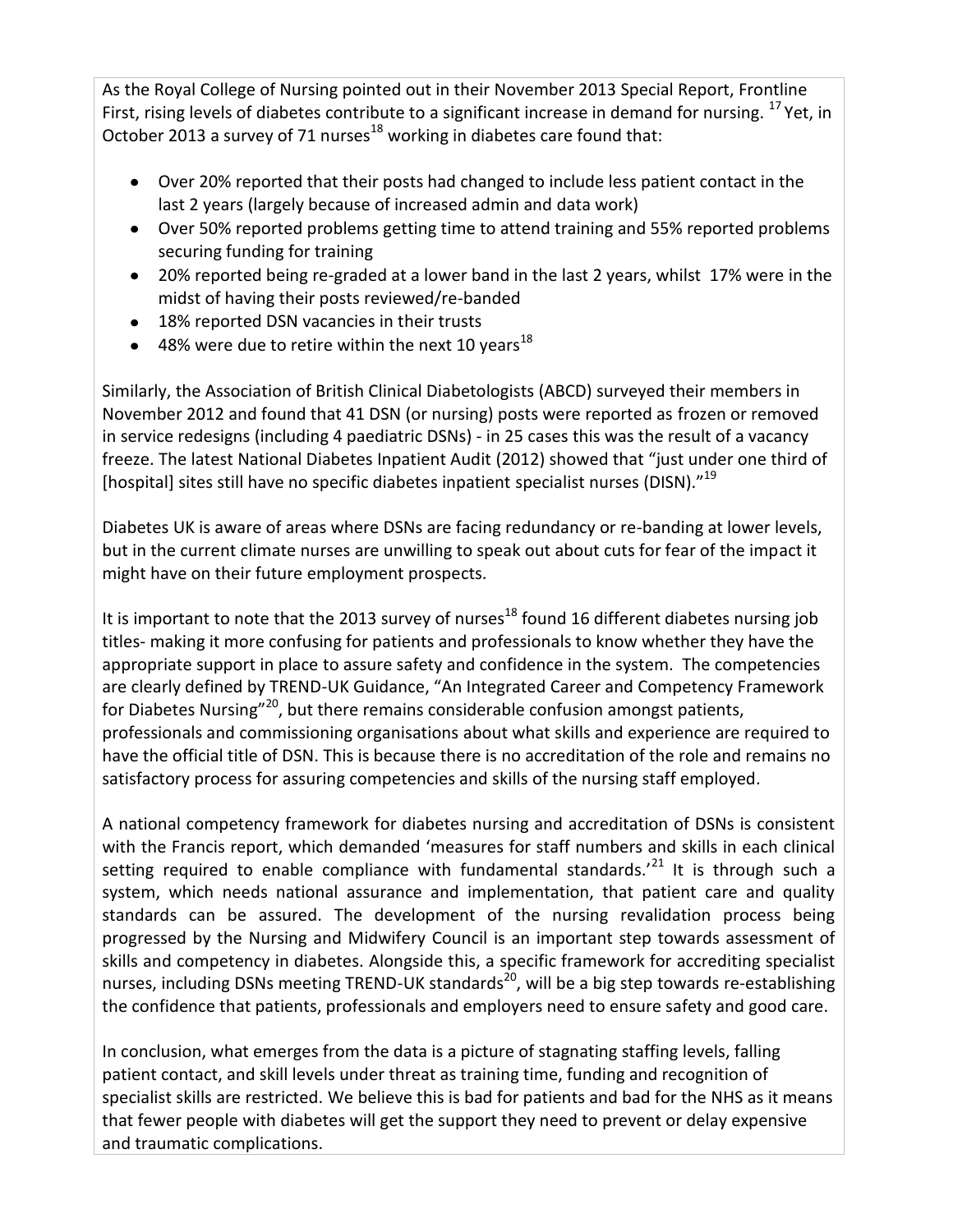As the Royal College of Nursing pointed out in their November 2013 Special Report, Frontline First, rising levels of diabetes contribute to a significant increase in demand for nursing. [17] Yet, in October 2013 a survey of 71 nurses[18] working in diabetes care found that:

- Over 20% reported that their posts had changed to include less patient contact in the last 2 years (largely because of increased admin and data work)
- Over 50% reported problems getting time to attend training and 55% reported problems securing funding for training
- 20% reported being re-graded at a lower band in the last 2 years, whilst 17% were in the midst of having their posts reviewed/re-banded
- 18% reported DSN vacancies in their trusts
- 48% were due to retire within the next 10 years[18]

Similarly, the Association of British Clinical Diabetologists (ABCD) surveyed their members in November 2012 and found that 41 DSN (or nursing) posts were reported as frozen or removed in service redesigns (including 4 paediatric DSNs) - in 25 cases this was the result of a vacancy freeze. The latest National Diabetes Inpatient Audit (2012) showed that "just under one third of [hospital] sites still have no specific diabetes inpatient specialist nurses (DISN)."[19]

Diabetes UK is aware of areas where DSNs are facing redundancy or re-banding at lower levels, but in the current climate nurses are unwilling to speak out about cuts for fear of the impact it might have on their future employment prospects.

It is important to note that the 2013 survey of nurses[18] found 16 different diabetes nursing job titles- making it more confusing for patients and professionals to know whether they have the appropriate support in place to assure safety and confidence in the system. The competencies are clearly defined by TREND-UK Guidance, "An Integrated Career and Competency Framework for Diabetes Nursing"[20], but there remains considerable confusion amongst patients, professionals and commissioning organisations about what skills and experience are required to have the official title of DSN. This is because there is no accreditation of the role and remains no satisfactory process for assuring competencies and skills of the nursing staff employed.

A national competency framework for diabetes nursing and accreditation of DSNs is consistent with the Francis report, which demanded 'measures for staff numbers and skills in each clinical setting required to enable compliance with fundamental standards.'[21] It is through such a system, which needs national assurance and implementation, that patient care and quality standards can be assured. The development of the nursing revalidation process being progressed by the Nursing and Midwifery Council is an important step towards assessment of skills and competency in diabetes. Alongside this, a specific framework for accrediting specialist nurses, including DSNs meeting TREND-UK standards[20], will be a big step towards re-establishing the confidence that patients, professionals and employers need to ensure safety and good care.

In conclusion, what emerges from the data is a picture of stagnating staffing levels, falling patient contact, and skill levels under threat as training time, funding and recognition of specialist skills are restricted. We believe this is bad for patients and bad for the NHS as it means that fewer people with diabetes will get the support they need to prevent or delay expensive and traumatic complications.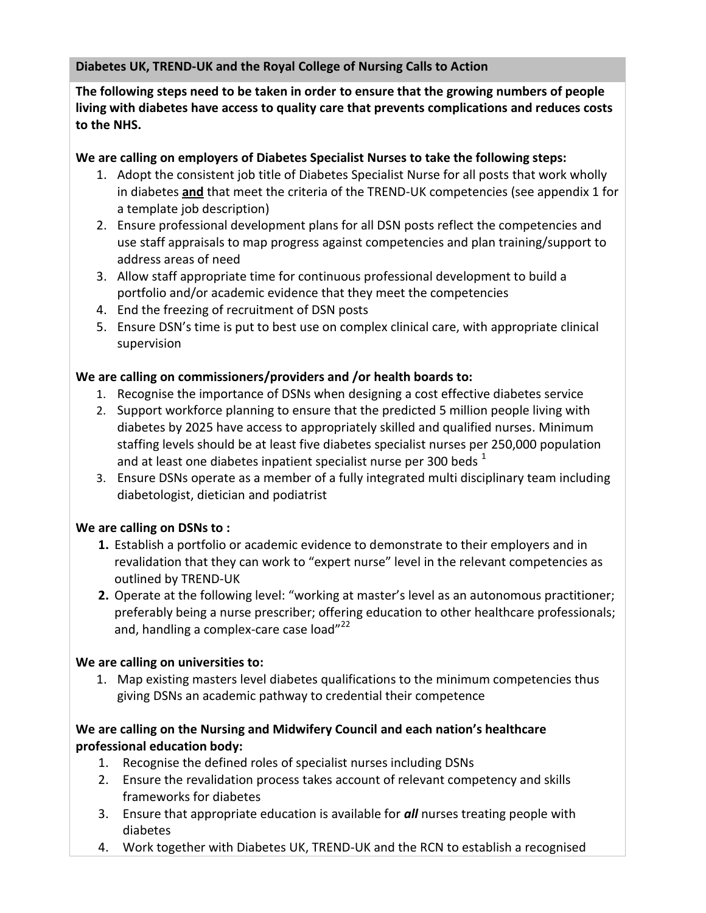## Diabetes UK, TREND-UK and the Royal College of Nursing Calls to Action

**The following steps need to be taken in order to ensure that the growing numbers of people living with diabetes have access to quality care that prevents complications and reduces costs to the NHS.**

**We are calling on employers of Diabetes Specialist Nurses to take the following steps:**

1. Adopt the consistent job title of Diabetes Specialist Nurse for all posts that work wholly in diabetes **and** that meet the criteria of the TREND-UK competencies (see appendix 1 for a template job description)
2. Ensure professional development plans for all DSN posts reflect the competencies and use staff appraisals to map progress against competencies and plan training/support to address areas of need
3. Allow staff appropriate time for continuous professional development to build a portfolio and/or academic evidence that they meet the competencies
4. End the freezing of recruitment of DSN posts
5. Ensure DSN's time is put to best use on complex clinical care, with appropriate clinical supervision

**We are calling on commissioners/providers and /or health boards to:**

1. Recognise the importance of DSNs when designing a cost effective diabetes service
2. Support workforce planning to ensure that the predicted 5 million people living with diabetes by 2025 have access to appropriately skilled and qualified nurses. Minimum staffing levels should be at least five diabetes specialist nurses per 250,000 population and at least one diabetes inpatient specialist nurse per 300 beds [1]
3. Ensure DSNs operate as a member of a fully integrated multi disciplinary team including diabetologist, dietician and podiatrist

**We are calling on DSNs to :**

1. Establish a portfolio or academic evidence to demonstrate to their employers and in revalidation that they can work to "expert nurse" level in the relevant competencies as outlined by TREND-UK
2. Operate at the following level: "working at master's level as an autonomous practitioner; preferably being a nurse prescriber; offering education to other healthcare professionals; and, handling a complex-care case load"[22]

**We are calling on universities to:**

1. Map existing masters level diabetes qualifications to the minimum competencies thus giving DSNs an academic pathway to credential their competence

**We are calling on the Nursing and Midwifery Council and each nation's healthcare professional education body:**

1. Recognise the defined roles of specialist nurses including DSNs
2. Ensure the revalidation process takes account of relevant competency and skills frameworks for diabetes
3. Ensure that appropriate education is available for ***all*** nurses treating people with diabetes
4. Work together with Diabetes UK, TREND-UK and the RCN to establish a recognised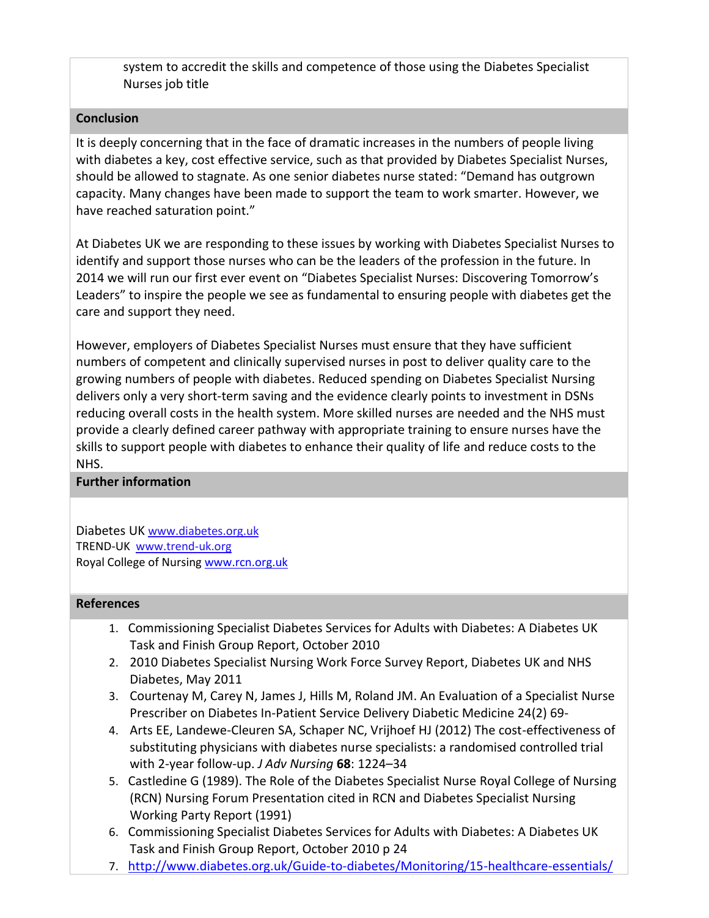system to accredit the skills and competence of those using the Diabetes Specialist Nurses job title

## Conclusion

It is deeply concerning that in the face of dramatic increases in the numbers of people living with diabetes a key, cost effective service, such as that provided by Diabetes Specialist Nurses, should be allowed to stagnate. As one senior diabetes nurse stated: "Demand has outgrown capacity. Many changes have been made to support the team to work smarter. However, we have reached saturation point."

At Diabetes UK we are responding to these issues by working with Diabetes Specialist Nurses to identify and support those nurses who can be the leaders of the profession in the future. In 2014 we will run our first ever event on "Diabetes Specialist Nurses: Discovering Tomorrow's Leaders" to inspire the people we see as fundamental to ensuring people with diabetes get the care and support they need.

However, employers of Diabetes Specialist Nurses must ensure that they have sufficient numbers of competent and clinically supervised nurses in post to deliver quality care to the growing numbers of people with diabetes. Reduced spending on Diabetes Specialist Nursing delivers only a very short-term saving and the evidence clearly points to investment in DSNs reducing overall costs in the health system. More skilled nurses are needed and the NHS must provide a clearly defined career pathway with appropriate training to ensure nurses have the skills to support people with diabetes to enhance their quality of life and reduce costs to the NHS.

## Further information

Diabetes UK www.diabetes.org.uk
TREND-UK www.trend-uk.org
Royal College of Nursing www.rcn.org.uk

## References

1. Commissioning Specialist Diabetes Services for Adults with Diabetes: A Diabetes UK Task and Finish Group Report, October 2010
2. 2010 Diabetes Specialist Nursing Work Force Survey Report, Diabetes UK and NHS Diabetes, May 2011
3. Courtenay M, Carey N, James J, Hills M, Roland JM. An Evaluation of a Specialist Nurse Prescriber on Diabetes In-Patient Service Delivery Diabetic Medicine 24(2) 69-
4. Arts EE, Landewe-Cleuren SA, Schaper NC, Vrijhoef HJ (2012) The cost-effectiveness of substituting physicians with diabetes nurse specialists: a randomised controlled trial with 2-year follow-up. *J Adv Nursing* **68**: 1224–34
5. Castledine G (1989). The Role of the Diabetes Specialist Nurse Royal College of Nursing (RCN) Nursing Forum Presentation cited in RCN and Diabetes Specialist Nursing Working Party Report (1991)
6. Commissioning Specialist Diabetes Services for Adults with Diabetes: A Diabetes UK Task and Finish Group Report, October 2010 p 24
7. http://www.diabetes.org.uk/Guide-to-diabetes/Monitoring/15-healthcare-essentials/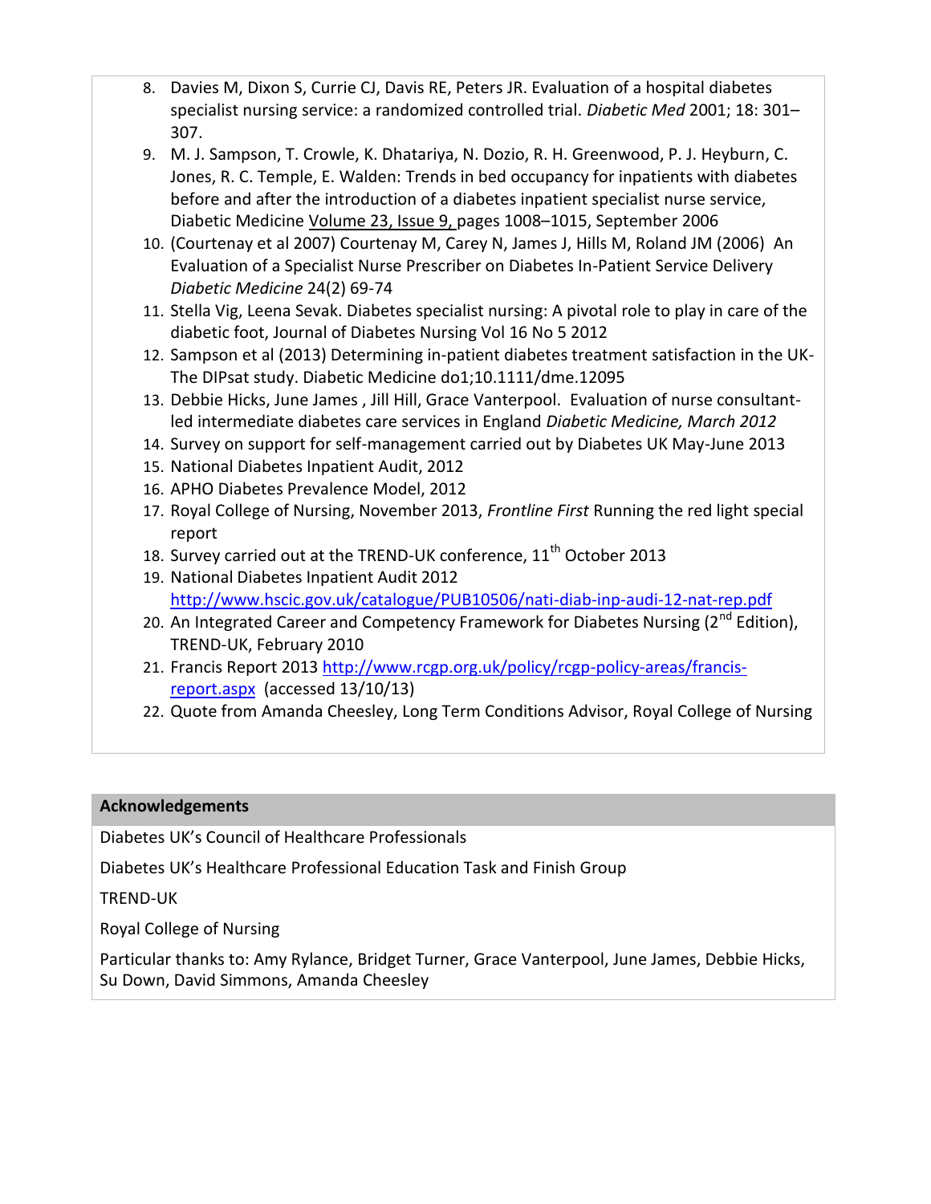8. Davies M, Dixon S, Currie CJ, Davis RE, Peters JR. Evaluation of a hospital diabetes specialist nursing service: a randomized controlled trial. *Diabetic Med* 2001; 18: 301–307.
9. M. J. Sampson, T. Crowle, K. Dhatariya, N. Dozio, R. H. Greenwood, P. J. Heyburn, C. Jones, R. C. Temple, E. Walden: Trends in bed occupancy for inpatients with diabetes before and after the introduction of a diabetes inpatient specialist nurse service, Diabetic Medicine Volume 23, Issue 9, pages 1008–1015, September 2006
10. (Courtenay et al 2007) Courtenay M, Carey N, James J, Hills M, Roland JM (2006) An Evaluation of a Specialist Nurse Prescriber on Diabetes In-Patient Service Delivery *Diabetic Medicine* 24(2) 69-74
11. Stella Vig, Leena Sevak. Diabetes specialist nursing: A pivotal role to play in care of the diabetic foot, Journal of Diabetes Nursing Vol 16 No 5 2012
12. Sampson et al (2013) Determining in-patient diabetes treatment satisfaction in the UK- The DIPsat study. Diabetic Medicine do1;10.1111/dme.12095
13. Debbie Hicks, June James , Jill Hill, Grace Vanterpool. Evaluation of nurse consultant-led intermediate diabetes care services in England *Diabetic Medicine, March 2012*
14. Survey on support for self-management carried out by Diabetes UK May-June 2013
15. National Diabetes Inpatient Audit, 2012
16. APHO Diabetes Prevalence Model, 2012
17. Royal College of Nursing, November 2013, *Frontline First* Running the red light special report
18. Survey carried out at the TREND-UK conference, 11th October 2013
19. National Diabetes Inpatient Audit 2012 http://www.hscic.gov.uk/catalogue/PUB10506/nati-diab-inp-audi-12-nat-rep.pdf
20. An Integrated Career and Competency Framework for Diabetes Nursing (2nd Edition), TREND-UK, February 2010
21. Francis Report 2013 http://www.rcgp.org.uk/policy/rcgp-policy-areas/francis-report.aspx (accessed 13/10/13)
22. Quote from Amanda Cheesley, Long Term Conditions Advisor, Royal College of Nursing

## Acknowledgements

Diabetes UK's Council of Healthcare Professionals

Diabetes UK's Healthcare Professional Education Task and Finish Group

TREND-UK

Royal College of Nursing

Particular thanks to: Amy Rylance, Bridget Turner, Grace Vanterpool, June James, Debbie Hicks, Su Down, David Simmons, Amanda Cheesley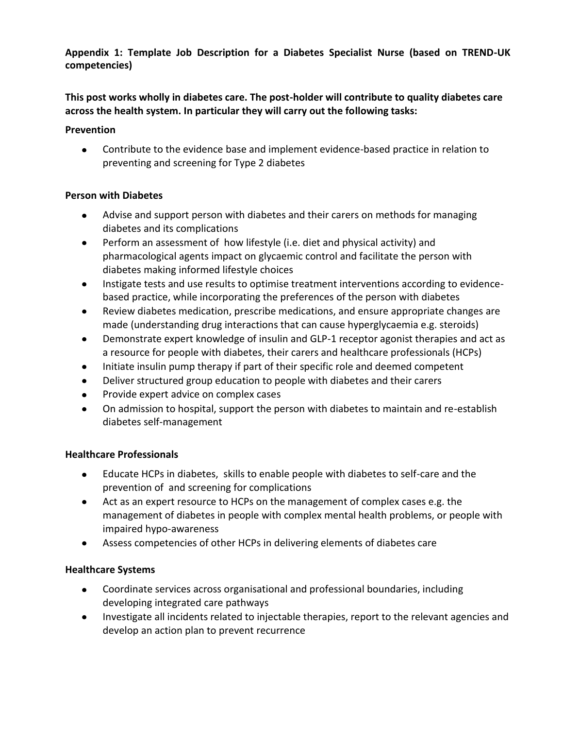**Appendix 1: Template Job Description for a Diabetes Specialist Nurse (based on TREND-UK competencies)**

**This post works wholly in diabetes care. The post-holder will contribute to quality diabetes care across the health system. In particular they will carry out the following tasks:**

**Prevention**

- Contribute to the evidence base and implement evidence-based practice in relation to preventing and screening for Type 2 diabetes

**Person with Diabetes**

- Advise and support person with diabetes and their carers on methods for managing diabetes and its complications
- Perform an assessment of how lifestyle (i.e. diet and physical activity) and pharmacological agents impact on glycaemic control and facilitate the person with diabetes making informed lifestyle choices
- Instigate tests and use results to optimise treatment interventions according to evidence-based practice, while incorporating the preferences of the person with diabetes
- Review diabetes medication, prescribe medications, and ensure appropriate changes are made (understanding drug interactions that can cause hyperglycaemia e.g. steroids)
- Demonstrate expert knowledge of insulin and GLP-1 receptor agonist therapies and act as a resource for people with diabetes, their carers and healthcare professionals (HCPs)
- Initiate insulin pump therapy if part of their specific role and deemed competent
- Deliver structured group education to people with diabetes and their carers
- Provide expert advice on complex cases
- On admission to hospital, support the person with diabetes to maintain and re-establish diabetes self-management

**Healthcare Professionals**

- Educate HCPs in diabetes, skills to enable people with diabetes to self-care and the prevention of and screening for complications
- Act as an expert resource to HCPs on the management of complex cases e.g. the management of diabetes in people with complex mental health problems, or people with impaired hypo-awareness
- Assess competencies of other HCPs in delivering elements of diabetes care

**Healthcare Systems**

- Coordinate services across organisational and professional boundaries, including developing integrated care pathways
- Investigate all incidents related to injectable therapies, report to the relevant agencies and develop an action plan to prevent recurrence